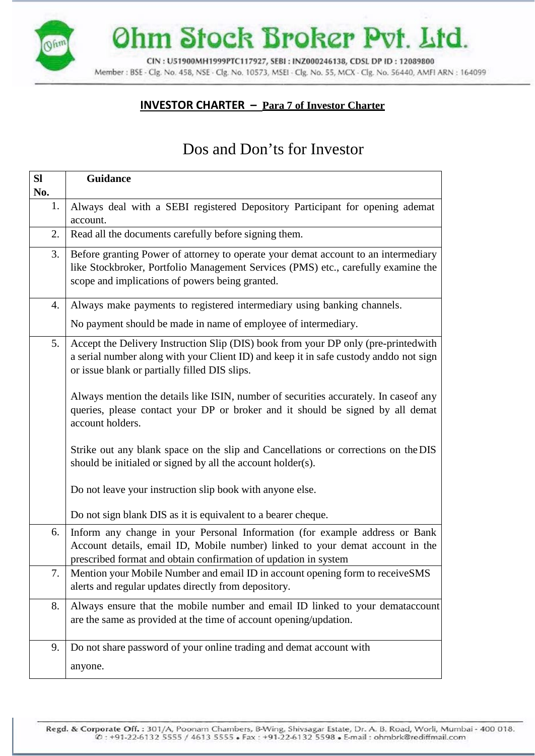# Ohm Stock Broker Pvt. Ltd.

CIN : U51900MH1999PTC117927, SEBI : INZ000246138, CDSL DP ID : 12089800

Member : BSE - Clg. No. 458, NSE - Clg. No. 10573, MSEI - Clg. No. 55, MCX - Clg. No. 56440, AMFI ARN : 164099

**INVESTOR CHARTER – Para 7 of Investor Charter**

## Dos and Don'ts for Investor

| Sl No. | Guidance |
|---|---|
| 1. | Always deal with a SEBI registered Depository Participant for opening ademat account. |
| 2. | Read all the documents carefully before signing them. |
| 3. | Before granting Power of attorney to operate your demat account to an intermediary like Stockbroker, Portfolio Management Services (PMS) etc., carefully examine the scope and implications of powers being granted. |
| 4. | Always make payments to registered intermediary using banking channels.<br><br>No payment should be made in name of employee of intermediary. |
| 5. | Accept the Delivery Instruction Slip (DIS) book from your DP only (pre-printedwith a serial number along with your Client ID) and keep it in safe custody anddo not sign or issue blank or partially filled DIS slips.<br><br>Always mention the details like ISIN, number of securities accurately. In caseof any queries, please contact your DP or broker and it should be signed by all demat account holders.<br><br>Strike out any blank space on the slip and Cancellations or corrections on the DIS should be initialed or signed by all the account holder(s).<br><br>Do not leave your instruction slip book with anyone else.<br><br>Do not sign blank DIS as it is equivalent to a bearer cheque. |
| 6. | Inform any change in your Personal Information (for example address or Bank Account details, email ID, Mobile number) linked to your demat account in the prescribed format and obtain confirmation of updation in system |
| 7. | Mention your Mobile Number and email ID in account opening form to receiveSMS alerts and regular updates directly from depository. |
| 8. | Always ensure that the mobile number and email ID linked to your demataccount are the same as provided at the time of account opening/updation. |
| 9. | Do not share password of your online trading and demat account with anyone. |

Regd. & Corporate Off. : 301/A, Poonam Chambers, B-Wing, Shivsagar Estate, Dr. A. B. Road, Worli, Mumbai - 400 018.
✆ : +91-22-6132 5555 / 4613 5555 • Fax : +91-22-6132 5598 • E-mail : ohmbrk@rediffmail.com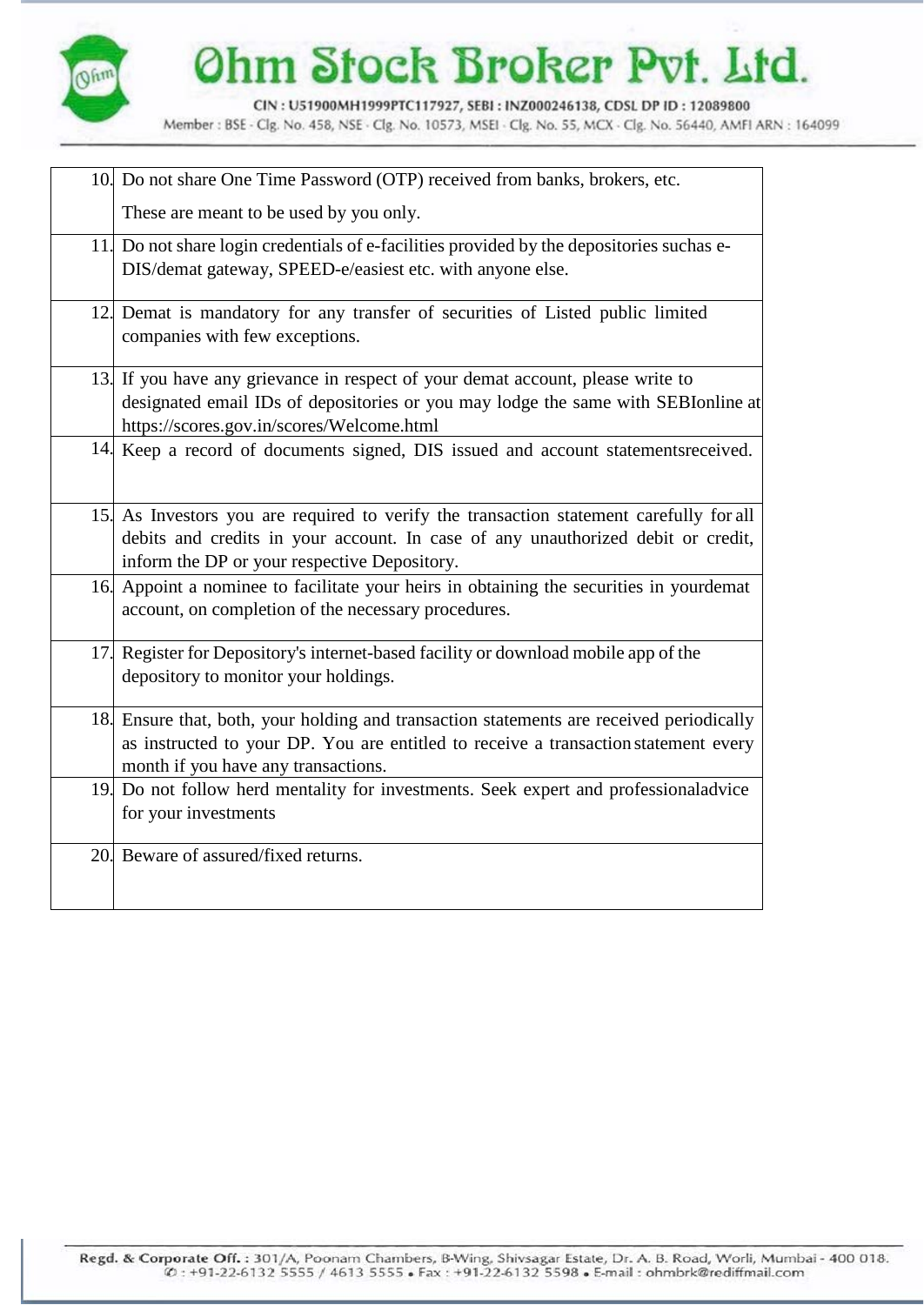| | |
|---|---|
| 10. | Do not share One Time Password (OTP) received from banks, brokers, etc. These are meant to be used by you only. |
| 11. | Do not share login credentials of e-facilities provided by the depositories suchas e-DIS/demat gateway, SPEED-e/easiest etc. with anyone else. |
| 12. | Demat is mandatory for any transfer of securities of Listed public limited companies with few exceptions. |
| 13. | If you have any grievance in respect of your demat account, please write to designated email IDs of depositories or you may lodge the same with SEBIonline at https://scores.gov.in/scores/Welcome.html |
| 14. | Keep a record of documents signed, DIS issued and account statementsreceived. |
| 15. | As Investors you are required to verify the transaction statement carefully for all debits and credits in your account. In case of any unauthorized debit or credit, inform the DP or your respective Depository. |
| 16. | Appoint a nominee to facilitate your heirs in obtaining the securities in yourdemat account, on completion of the necessary procedures. |
| 17. | Register for Depository's internet-based facility or download mobile app of the depository to monitor your holdings. |
| 18. | Ensure that, both, your holding and transaction statements are received periodically as instructed to your DP. You are entitled to receive a transaction statement every month if you have any transactions. |
| 19. | Do not follow herd mentality for investments. Seek expert and professionaladvice for your investments |
| 20. | Beware of assured/fixed returns. |